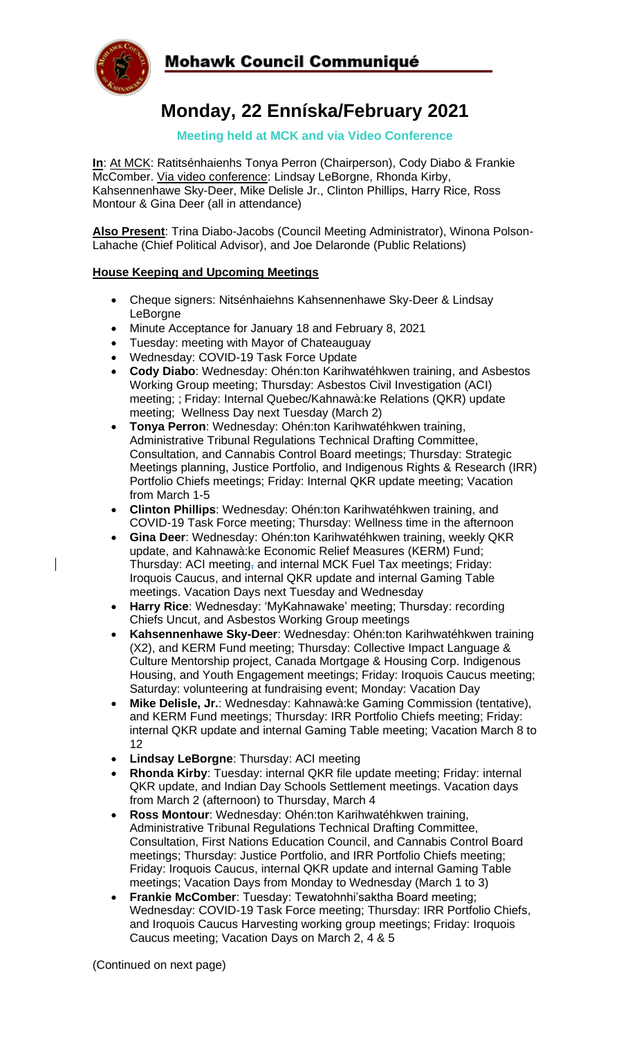# Mohawk Council Communiqué

# Monday, 22 Enníska/February 2021

**Meeting held at MCK and via Video Conference**

**In**: At MCK: Ratitsénhaienhs Tonya Perron (Chairperson), Cody Diabo & Frankie McComber. Via video conference: Lindsay LeBorgne, Rhonda Kirby, Kahsennenhawe Sky-Deer, Mike Delisle Jr., Clinton Phillips, Harry Rice, Ross Montour & Gina Deer (all in attendance)

**Also Present**: Trina Diabo-Jacobs (Council Meeting Administrator), Winona Polson-Lahache (Chief Political Advisor), and Joe Delaronde (Public Relations)

**House Keeping and Upcoming Meetings**

- Cheque signers: Nitsénhaiehns Kahsennenhawe Sky-Deer & Lindsay LeBorgne
- Minute Acceptance for January 18 and February 8, 2021
- Tuesday: meeting with Mayor of Chateauguay
- Wednesday: COVID-19 Task Force Update
- **Cody Diabo**: Wednesday: Ohén:ton Karihwatéhkwen training, and Asbestos Working Group meeting; Thursday: Asbestos Civil Investigation (ACI) meeting; ; Friday: Internal Quebec/Kahnawà:ke Relations (QKR) update meeting; Wellness Day next Tuesday (March 2)
- **Tonya Perron**: Wednesday: Ohén:ton Karihwatéhkwen training, Administrative Tribunal Regulations Technical Drafting Committee, Consultation, and Cannabis Control Board meetings; Thursday: Strategic Meetings planning, Justice Portfolio, and Indigenous Rights & Research (IRR) Portfolio Chiefs meetings; Friday: Internal QKR update meeting; Vacation from March 1-5
- **Clinton Phillips**: Wednesday: Ohén:ton Karihwatéhkwen training, and COVID-19 Task Force meeting; Thursday: Wellness time in the afternoon
- **Gina Deer**: Wednesday: Ohén:ton Karihwatéhkwen training, weekly QKR update, and Kahnawà:ke Economic Relief Measures (KERM) Fund; Thursday: ACI meeting, and internal MCK Fuel Tax meetings; Friday: Iroquois Caucus, and internal QKR update and internal Gaming Table meetings. Vacation Days next Tuesday and Wednesday
- **Harry Rice**: Wednesday: 'MyKahnawake' meeting; Thursday: recording Chiefs Uncut, and Asbestos Working Group meetings
- **Kahsennenhawe Sky-Deer**: Wednesday: Ohén:ton Karihwatéhkwen training (X2), and KERM Fund meeting; Thursday: Collective Impact Language & Culture Mentorship project, Canada Mortgage & Housing Corp. Indigenous Housing, and Youth Engagement meetings; Friday: Iroquois Caucus meeting; Saturday: volunteering at fundraising event; Monday: Vacation Day
- **Mike Delisle, Jr.**: Wednesday: Kahnawà:ke Gaming Commission (tentative), and KERM Fund meetings; Thursday: IRR Portfolio Chiefs meeting; Friday: internal QKR update and internal Gaming Table meeting; Vacation March 8 to 12
- **Lindsay LeBorgne**: Thursday: ACI meeting
- **Rhonda Kirby**: Tuesday: internal QKR file update meeting; Friday: internal QKR update, and Indian Day Schools Settlement meetings. Vacation days from March 2 (afternoon) to Thursday, March 4
- **Ross Montour**: Wednesday: Ohén:ton Karihwatéhkwen training, Administrative Tribunal Regulations Technical Drafting Committee, Consultation, First Nations Education Council, and Cannabis Control Board meetings; Thursday: Justice Portfolio, and IRR Portfolio Chiefs meeting; Friday: Iroquois Caucus, internal QKR update and internal Gaming Table meetings; Vacation Days from Monday to Wednesday (March 1 to 3)
- **Frankie McComber**: Tuesday: Tewatohnhi'saktha Board meeting; Wednesday: COVID-19 Task Force meeting; Thursday: IRR Portfolio Chiefs, and Iroquois Caucus Harvesting working group meetings; Friday: Iroquois Caucus meeting; Vacation Days on March 2, 4 & 5

(Continued on next page)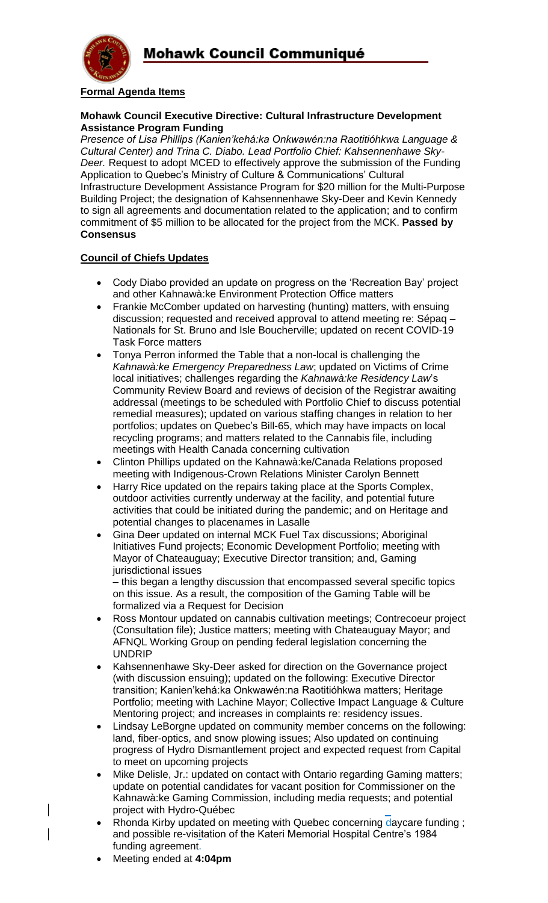# Mohawk Council Communiqué

**Formal Agenda Items**

**Mohawk Council Executive Directive: Cultural Infrastructure Development Assistance Program Funding**

*Presence of Lisa Phillips (Kanien'kehá:ka Onkwawén:na Raotitióhkwa Language & Cultural Center) and Trina C. Diabo. Lead Portfolio Chief: Kahsennenhawe Sky-Deer.* Request to adopt MCED to effectively approve the submission of the Funding Application to Quebec's Ministry of Culture & Communications' Cultural Infrastructure Development Assistance Program for $20 million for the Multi-Purpose Building Project; the designation of Kahsennenhawe Sky-Deer and Kevin Kennedy to sign all agreements and documentation related to the application; and to confirm commitment of $5 million to be allocated for the project from the MCK. **Passed by Consensus**

**Council of Chiefs Updates**

- Cody Diabo provided an update on progress on the 'Recreation Bay' project and other Kahnawà:ke Environment Protection Office matters
- Frankie McComber updated on harvesting (hunting) matters, with ensuing discussion; requested and received approval to attend meeting re: Sépaq – Nationals for St. Bruno and Isle Boucherville; updated on recent COVID-19 Task Force matters
- Tonya Perron informed the Table that a non-local is challenging the *Kahnawà:ke Emergency Preparedness Law*; updated on Victims of Crime local initiatives; challenges regarding the *Kahnawà:ke Residency Law*'s Community Review Board and reviews of decision of the Registrar awaiting addressal (meetings to be scheduled with Portfolio Chief to discuss potential remedial measures); updated on various staffing changes in relation to her portfolios; updates on Quebec's Bill-65, which may have impacts on local recycling programs; and matters related to the Cannabis file, including meetings with Health Canada concerning cultivation
- Clinton Phillips updated on the Kahnawà:ke/Canada Relations proposed meeting with Indigenous-Crown Relations Minister Carolyn Bennett
- Harry Rice updated on the repairs taking place at the Sports Complex, outdoor activities currently underway at the facility, and potential future activities that could be initiated during the pandemic; and on Heritage and potential changes to placenames in Lasalle
- Gina Deer updated on internal MCK Fuel Tax discussions; Aboriginal Initiatives Fund projects; Economic Development Portfolio; meeting with Mayor of Chateauguay; Executive Director transition; and, Gaming jurisdictional issues

  – this began a lengthy discussion that encompassed several specific topics on this issue. As a result, the composition of the Gaming Table will be formalized via a Request for Decision
- Ross Montour updated on cannabis cultivation meetings; Contrecoeur project (Consultation file); Justice matters; meeting with Chateauguay Mayor; and AFNQL Working Group on pending federal legislation concerning the UNDRIP
- Kahsennenhawe Sky-Deer asked for direction on the Governance project (with discussion ensuing); updated on the following: Executive Director transition; Kanien'kehá:ka Onkwawén:na Raotitióhkwa matters; Heritage Portfolio; meeting with Lachine Mayor; Collective Impact Language & Culture Mentoring project; and increases in complaints re: residency issues.
- Lindsay LeBorgne updated on community member concerns on the following: land, fiber-optics, and snow plowing issues; Also updated on continuing progress of Hydro Dismantlement project and expected request from Capital to meet on upcoming projects
- Mike Delisle, Jr.: updated on contact with Ontario regarding Gaming matters; update on potential candidates for vacant position for Commissioner on the Kahnawà:ke Gaming Commission, including media requests; and potential project with Hydro-Québec
- Rhonda Kirby updated on meeting with Quebec concerning daycare funding ; and possible re-visitation of the Kateri Memorial Hospital Centre's 1984 funding agreement.
- Meeting ended at **4:04pm**